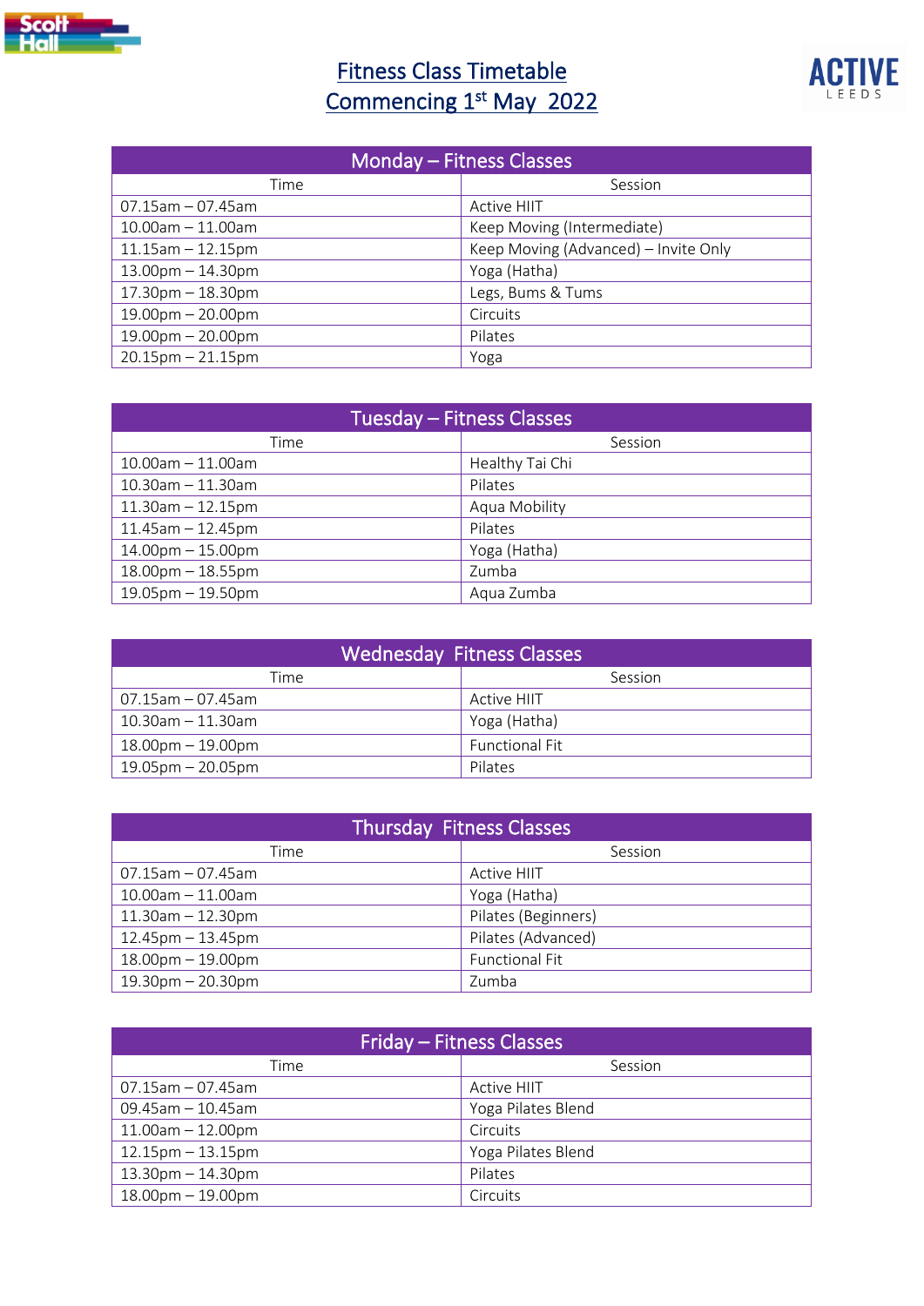# Fitness Class Timetable
# Commencing 1st May 2022

| Monday – Fitness Classes | |
|---|---|
| Time | Session |
| 07.15am – 07.45am | Active HIIT |
| 10.00am – 11.00am | Keep Moving (Intermediate) |
| 11.15am – 12.15pm | Keep Moving (Advanced) – Invite Only |
| 13.00pm – 14.30pm | Yoga (Hatha) |
| 17.30pm – 18.30pm | Legs, Bums & Tums |
| 19.00pm – 20.00pm | Circuits |
| 19.00pm – 20.00pm | Pilates |
| 20.15pm – 21.15pm | Yoga |

| Tuesday – Fitness Classes | |
|---|---|
| Time | Session |
| 10.00am – 11.00am | Healthy Tai Chi |
| 10.30am – 11.30am | Pilates |
| 11.30am – 12.15pm | Aqua Mobility |
| 11.45am – 12.45pm | Pilates |
| 14.00pm – 15.00pm | Yoga (Hatha) |
| 18.00pm – 18.55pm | Zumba |
| 19.05pm – 19.50pm | Aqua Zumba |

| Wednesday Fitness Classes | |
|---|---|
| Time | Session |
| 07.15am – 07.45am | Active HIIT |
| 10.30am – 11.30am | Yoga (Hatha) |
| 18.00pm – 19.00pm | Functional Fit |
| 19.05pm – 20.05pm | Pilates |

| Thursday Fitness Classes | |
|---|---|
| Time | Session |
| 07.15am – 07.45am | Active HIIT |
| 10.00am – 11.00am | Yoga (Hatha) |
| 11.30am – 12.30pm | Pilates (Beginners) |
| 12.45pm – 13.45pm | Pilates (Advanced) |
| 18.00pm – 19.00pm | Functional Fit |
| 19.30pm – 20.30pm | Zumba |

| Friday – Fitness Classes | |
|---|---|
| Time | Session |
| 07.15am – 07.45am | Active HIIT |
| 09.45am – 10.45am | Yoga Pilates Blend |
| 11.00am – 12.00pm | Circuits |
| 12.15pm – 13.15pm | Yoga Pilates Blend |
| 13.30pm – 14.30pm | Pilates |
| 18.00pm – 19.00pm | Circuits |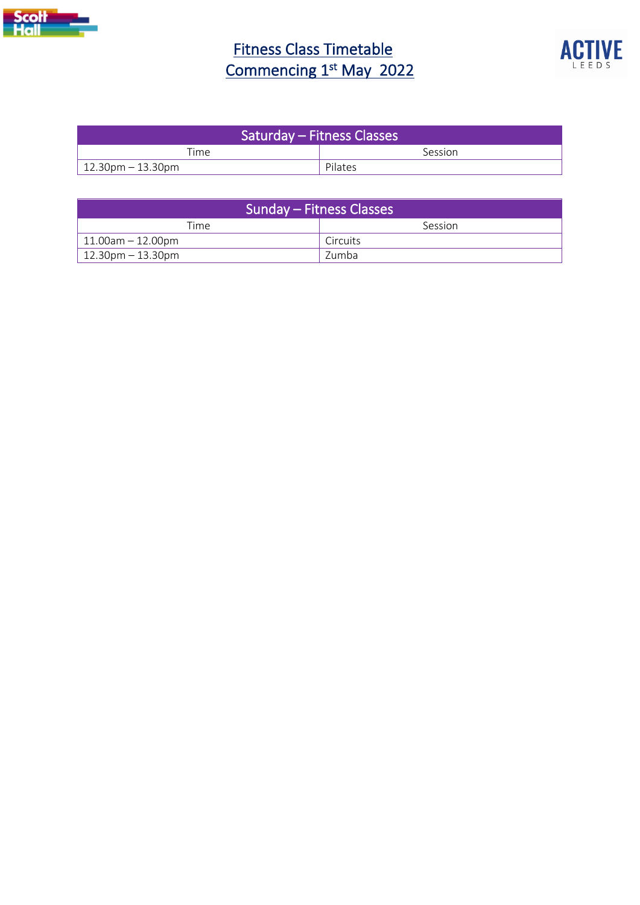# Fitness Class Timetable
# Commencing 1st May 2022

| Saturday – Fitness Classes | |
|---|---|
| Time | Session |
| 12.30pm – 13.30pm | Pilates |

| Sunday – Fitness Classes | |
|---|---|
| Time | Session |
| 11.00am – 12.00pm | Circuits |
| 12.30pm – 13.30pm | Zumba |